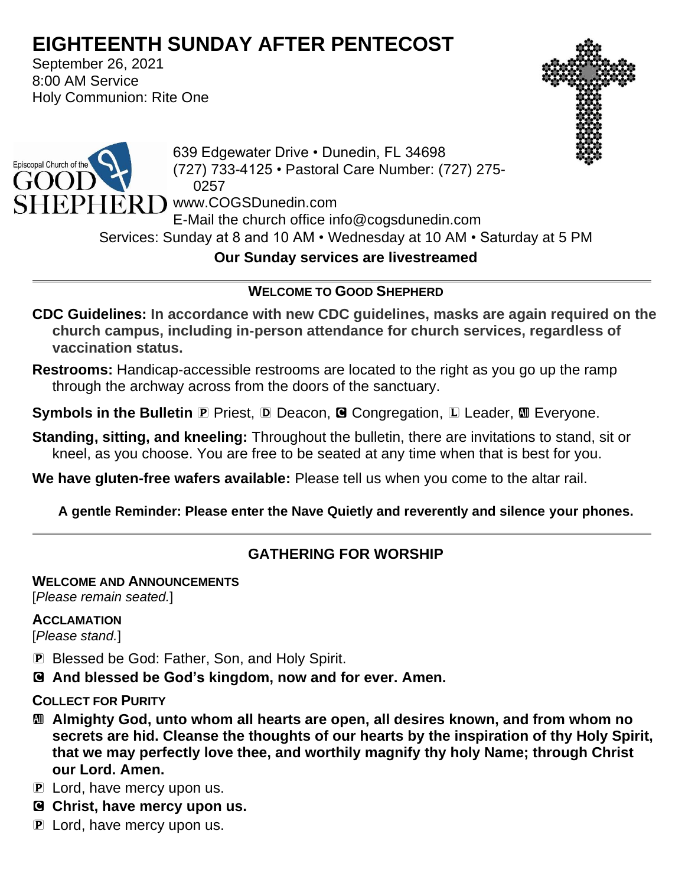# EIGHTEENTH SUNDAY AFTER PENTECOST

September 26, 2021
8:00 AM Service
Holy Communion: Rite One

Episcopal Church of the GOOD SHEPHERD

639 Edgewater Drive • Dunedin, FL 34698
(727) 733-4125 • Pastoral Care Number: (727) 275-0257
www.COGSDunedin.com
E-Mail the church office info@cogsdunedin.com
Services: Sunday at 8 and 10 AM • Wednesday at 10 AM • Saturday at 5 PM

**Our Sunday services are livestreamed**

---

## WELCOME TO GOOD SHEPHERD

**CDC Guidelines: In accordance with new CDC guidelines, masks are again required on the church campus, including in-person attendance for church services, regardless of vaccination status.**

**Restrooms:** Handicap-accessible restrooms are located to the right as you go up the ramp through the archway across from the doors of the sanctuary.

**Symbols in the Bulletin** Ⓟ Priest, Ⓓ Deacon, Ⓒ Congregation, Ⓛ Leader, Ⓐ Everyone.

**Standing, sitting, and kneeling:** Throughout the bulletin, there are invitations to stand, sit or kneel, as you choose. You are free to be seated at any time when that is best for you.

**We have gluten-free wafers available:** Please tell us when you come to the altar rail.

**A gentle Reminder: Please enter the Nave Quietly and reverently and silence your phones.**

---

## GATHERING FOR WORSHIP

### WELCOME AND ANNOUNCEMENTS

[*Please remain seated.*]

### ACCLAMATION

[*Please stand.*]

Ⓟ Blessed be God: Father, Son, and Holy Spirit.

Ⓒ **And blessed be God's kingdom, now and for ever. Amen.**

### COLLECT FOR PURITY

Ⓐ **Almighty God, unto whom all hearts are open, all desires known, and from whom no secrets are hid. Cleanse the thoughts of our hearts by the inspiration of thy Holy Spirit, that we may perfectly love thee, and worthily magnify thy holy Name; through Christ our Lord. Amen.**

Ⓟ Lord, have mercy upon us.

Ⓒ **Christ, have mercy upon us.**

Ⓟ Lord, have mercy upon us.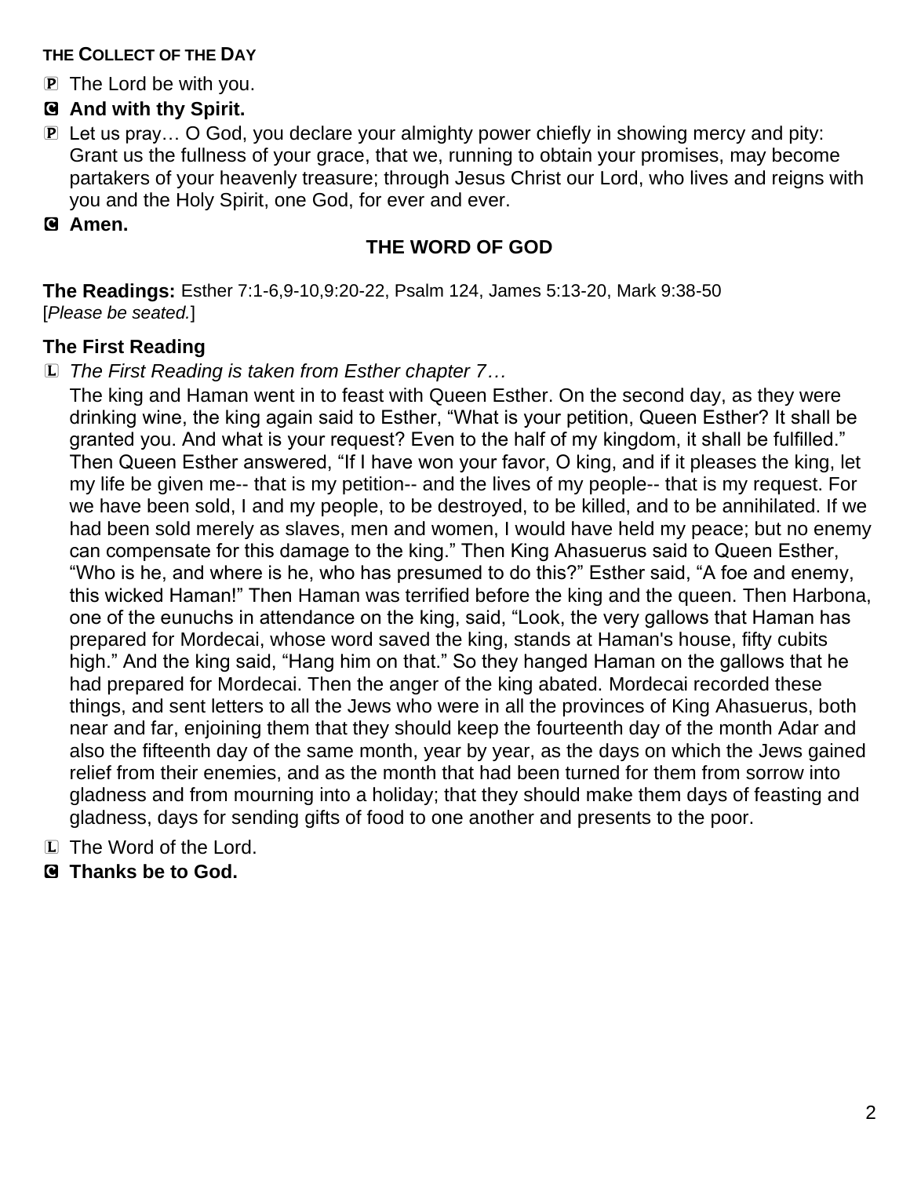**THE COLLECT OF THE DAY**

P The Lord be with you.

C **And with thy Spirit.**

P Let us pray… O God, you declare your almighty power chiefly in showing mercy and pity: Grant us the fullness of your grace, that we, running to obtain your promises, may become partakers of your heavenly treasure; through Jesus Christ our Lord, who lives and reigns with you and the Holy Spirit, one God, for ever and ever.

C **Amen.**

## THE WORD OF GOD

**The Readings:** Esther 7:1-6,9-10,9:20-22, Psalm 124, James 5:13-20, Mark 9:38-50
[*Please be seated.*]

### The First Reading

L *The First Reading is taken from Esther chapter 7…*

The king and Haman went in to feast with Queen Esther. On the second day, as they were drinking wine, the king again said to Esther, "What is your petition, Queen Esther? It shall be granted you. And what is your request? Even to the half of my kingdom, it shall be fulfilled." Then Queen Esther answered, "If I have won your favor, O king, and if it pleases the king, let my life be given me-- that is my petition-- and the lives of my people-- that is my request. For we have been sold, I and my people, to be destroyed, to be killed, and to be annihilated. If we had been sold merely as slaves, men and women, I would have held my peace; but no enemy can compensate for this damage to the king." Then King Ahasuerus said to Queen Esther, "Who is he, and where is he, who has presumed to do this?" Esther said, "A foe and enemy, this wicked Haman!" Then Haman was terrified before the king and the queen. Then Harbona, one of the eunuchs in attendance on the king, said, "Look, the very gallows that Haman has prepared for Mordecai, whose word saved the king, stands at Haman's house, fifty cubits high." And the king said, "Hang him on that." So they hanged Haman on the gallows that he had prepared for Mordecai. Then the anger of the king abated. Mordecai recorded these things, and sent letters to all the Jews who were in all the provinces of King Ahasuerus, both near and far, enjoining them that they should keep the fourteenth day of the month Adar and also the fifteenth day of the same month, year by year, as the days on which the Jews gained relief from their enemies, and as the month that had been turned for them from sorrow into gladness and from mourning into a holiday; that they should make them days of feasting and gladness, days for sending gifts of food to one another and presents to the poor.

L The Word of the Lord.

C **Thanks be to God.**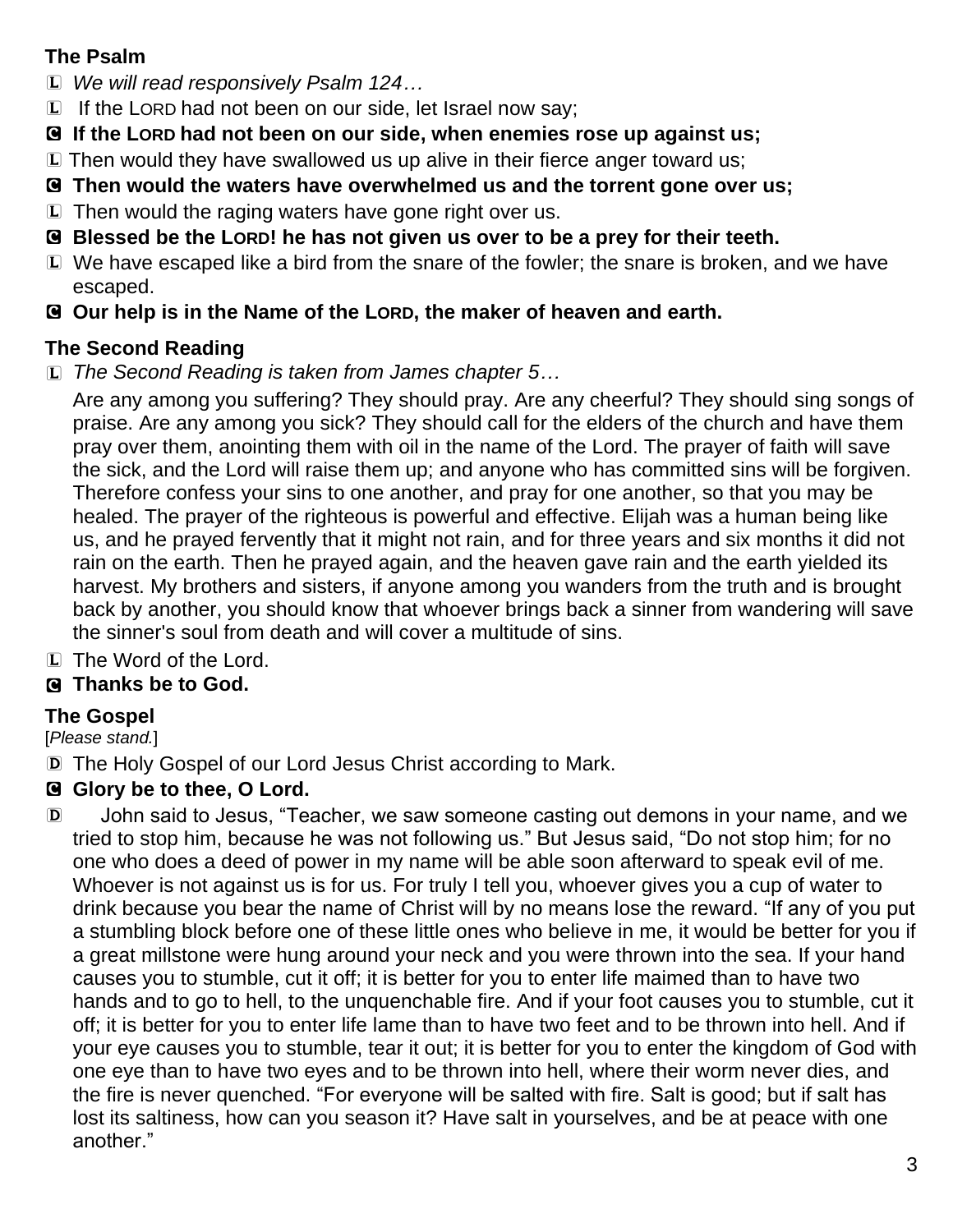### The Psalm

L *We will read responsively Psalm 124…*

L If the LORD had not been on our side, let Israel now say;

C **If the LORD had not been on our side, when enemies rose up against us;**

L Then would they have swallowed us up alive in their fierce anger toward us;

C **Then would the waters have overwhelmed us and the torrent gone over us;**

L Then would the raging waters have gone right over us.

C **Blessed be the LORD! he has not given us over to be a prey for their teeth.**

L We have escaped like a bird from the snare of the fowler; the snare is broken, and we have escaped.

C **Our help is in the Name of the LORD, the maker of heaven and earth.**

### The Second Reading

L *The Second Reading is taken from James chapter 5…*

Are any among you suffering? They should pray. Are any cheerful? They should sing songs of praise. Are any among you sick? They should call for the elders of the church and have them pray over them, anointing them with oil in the name of the Lord. The prayer of faith will save the sick, and the Lord will raise them up; and anyone who has committed sins will be forgiven. Therefore confess your sins to one another, and pray for one another, so that you may be healed. The prayer of the righteous is powerful and effective. Elijah was a human being like us, and he prayed fervently that it might not rain, and for three years and six months it did not rain on the earth. Then he prayed again, and the heaven gave rain and the earth yielded its harvest. My brothers and sisters, if anyone among you wanders from the truth and is brought back by another, you should know that whoever brings back a sinner from wandering will save the sinner's soul from death and will cover a multitude of sins.

L The Word of the Lord.

C **Thanks be to God.**

### The Gospel

[*Please stand.*]

D The Holy Gospel of our Lord Jesus Christ according to Mark.

C **Glory be to thee, O Lord.**

D John said to Jesus, "Teacher, we saw someone casting out demons in your name, and we tried to stop him, because he was not following us." But Jesus said, "Do not stop him; for no one who does a deed of power in my name will be able soon afterward to speak evil of me. Whoever is not against us is for us. For truly I tell you, whoever gives you a cup of water to drink because you bear the name of Christ will by no means lose the reward. "If any of you put a stumbling block before one of these little ones who believe in me, it would be better for you if a great millstone were hung around your neck and you were thrown into the sea. If your hand causes you to stumble, cut it off; it is better for you to enter life maimed than to have two hands and to go to hell, to the unquenchable fire. And if your foot causes you to stumble, cut it off; it is better for you to enter life lame than to have two feet and to be thrown into hell. And if your eye causes you to stumble, tear it out; it is better for you to enter the kingdom of God with one eye than to have two eyes and to be thrown into hell, where their worm never dies, and the fire is never quenched. "For everyone will be salted with fire. Salt is good; but if salt has lost its saltiness, how can you season it? Have salt in yourselves, and be at peace with one another."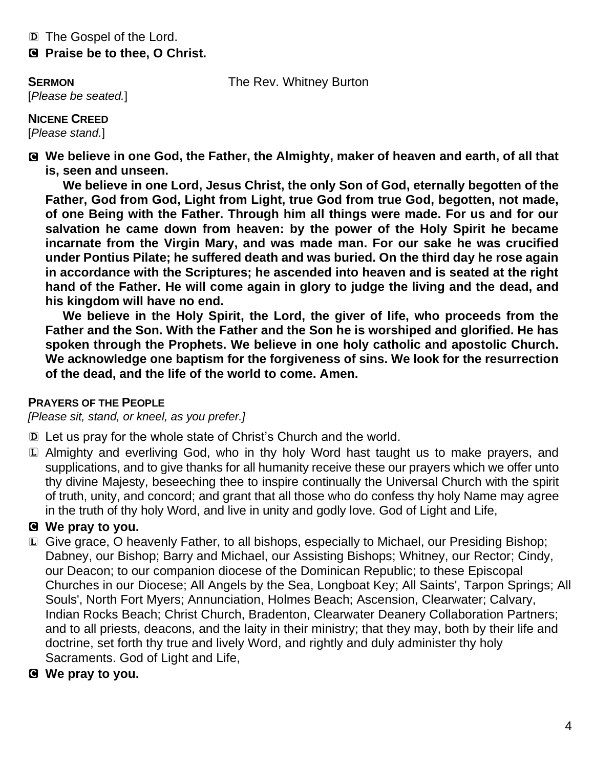D The Gospel of the Lord.

**C Praise be to thee, O Christ.**

**SERMON** The Rev. Whitney Burton

[*Please be seated.*]

**NICENE CREED**

[*Please stand.*]

**C We believe in one God, the Father, the Almighty, maker of heaven and earth, of all that is, seen and unseen.**

**We believe in one Lord, Jesus Christ, the only Son of God, eternally begotten of the Father, God from God, Light from Light, true God from true God, begotten, not made, of one Being with the Father. Through him all things were made. For us and for our salvation he came down from heaven: by the power of the Holy Spirit he became incarnate from the Virgin Mary, and was made man. For our sake he was crucified under Pontius Pilate; he suffered death and was buried. On the third day he rose again in accordance with the Scriptures; he ascended into heaven and is seated at the right hand of the Father. He will come again in glory to judge the living and the dead, and his kingdom will have no end.**

**We believe in the Holy Spirit, the Lord, the giver of life, who proceeds from the Father and the Son. With the Father and the Son he is worshiped and glorified. He has spoken through the Prophets. We believe in one holy catholic and apostolic Church. We acknowledge one baptism for the forgiveness of sins. We look for the resurrection of the dead, and the life of the world to come. Amen.**

**PRAYERS OF THE PEOPLE**

*[Please sit, stand, or kneel, as you prefer.]*

D Let us pray for the whole state of Christ's Church and the world.

L Almighty and everliving God, who in thy holy Word hast taught us to make prayers, and supplications, and to give thanks for all humanity receive these our prayers which we offer unto thy divine Majesty, beseeching thee to inspire continually the Universal Church with the spirit of truth, unity, and concord; and grant that all those who do confess thy holy Name may agree in the truth of thy holy Word, and live in unity and godly love. God of Light and Life,

**C We pray to you.**

L Give grace, O heavenly Father, to all bishops, especially to Michael, our Presiding Bishop; Dabney, our Bishop; Barry and Michael, our Assisting Bishops; Whitney, our Rector; Cindy, our Deacon; to our companion diocese of the Dominican Republic; to these Episcopal Churches in our Diocese; All Angels by the Sea, Longboat Key; All Saints', Tarpon Springs; All Souls', North Fort Myers; Annunciation, Holmes Beach; Ascension, Clearwater; Calvary, Indian Rocks Beach; Christ Church, Bradenton, Clearwater Deanery Collaboration Partners; and to all priests, deacons, and the laity in their ministry; that they may, both by their life and doctrine, set forth thy true and lively Word, and rightly and duly administer thy holy Sacraments. God of Light and Life,

**C We pray to you.**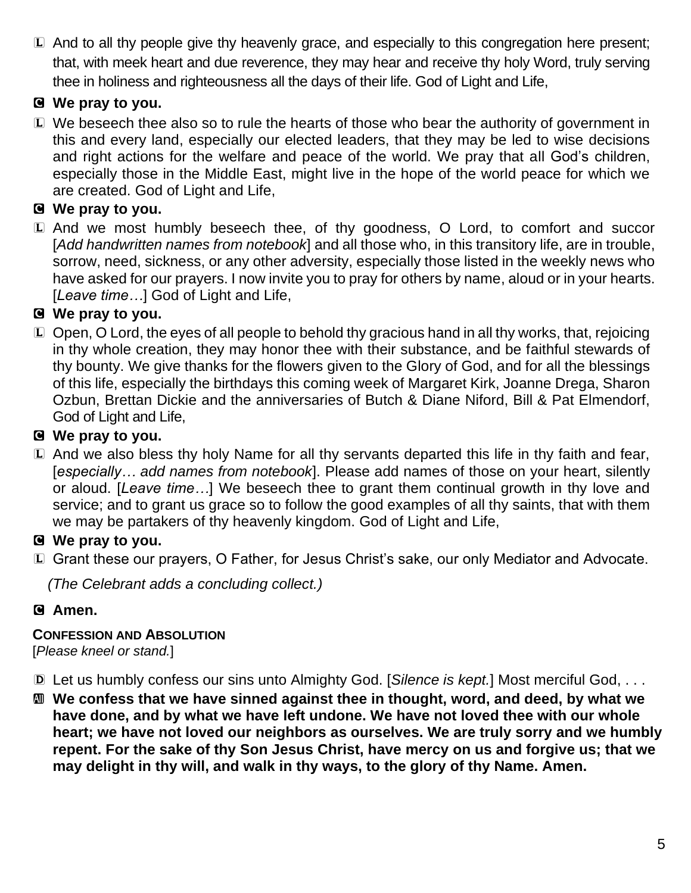L And to all thy people give thy heavenly grace, and especially to this congregation here present; that, with meek heart and due reverence, they may hear and receive thy holy Word, truly serving thee in holiness and righteousness all the days of their life. God of Light and Life,

**C We pray to you.**

L We beseech thee also so to rule the hearts of those who bear the authority of government in this and every land, especially our elected leaders, that they may be led to wise decisions and right actions for the welfare and peace of the world. We pray that all God's children, especially those in the Middle East, might live in the hope of the world peace for which we are created. God of Light and Life,

**C We pray to you.**

L And we most humbly beseech thee, of thy goodness, O Lord, to comfort and succor [*Add handwritten names from notebook*] and all those who, in this transitory life, are in trouble, sorrow, need, sickness, or any other adversity, especially those listed in the weekly news who have asked for our prayers. I now invite you to pray for others by name, aloud or in your hearts. [*Leave time…*] God of Light and Life,

**C We pray to you.**

L Open, O Lord, the eyes of all people to behold thy gracious hand in all thy works, that, rejoicing in thy whole creation, they may honor thee with their substance, and be faithful stewards of thy bounty. We give thanks for the flowers given to the Glory of God, and for all the blessings of this life, especially the birthdays this coming week of Margaret Kirk, Joanne Drega, Sharon Ozbun, Brettan Dickie and the anniversaries of Butch & Diane Niford, Bill & Pat Elmendorf, God of Light and Life,

**C We pray to you.**

L And we also bless thy holy Name for all thy servants departed this life in thy faith and fear, [*especially… add names from notebook*]. Please add names of those on your heart, silently or aloud. [*Leave time…*] We beseech thee to grant them continual growth in thy love and service; and to grant us grace so to follow the good examples of all thy saints, that with them we may be partakers of thy heavenly kingdom. God of Light and Life,

**C We pray to you.**

L Grant these our prayers, O Father, for Jesus Christ's sake, our only Mediator and Advocate.

*(The Celebrant adds a concluding collect.)*

**C Amen.**

**CONFESSION AND ABSOLUTION**

[*Please kneel or stand.*]

D Let us humbly confess our sins unto Almighty God. [*Silence is kept.*] Most merciful God, . . .

**All We confess that we have sinned against thee in thought, word, and deed, by what we have done, and by what we have left undone. We have not loved thee with our whole heart; we have not loved our neighbors as ourselves. We are truly sorry and we humbly repent. For the sake of thy Son Jesus Christ, have mercy on us and forgive us; that we may delight in thy will, and walk in thy ways, to the glory of thy Name. Amen.**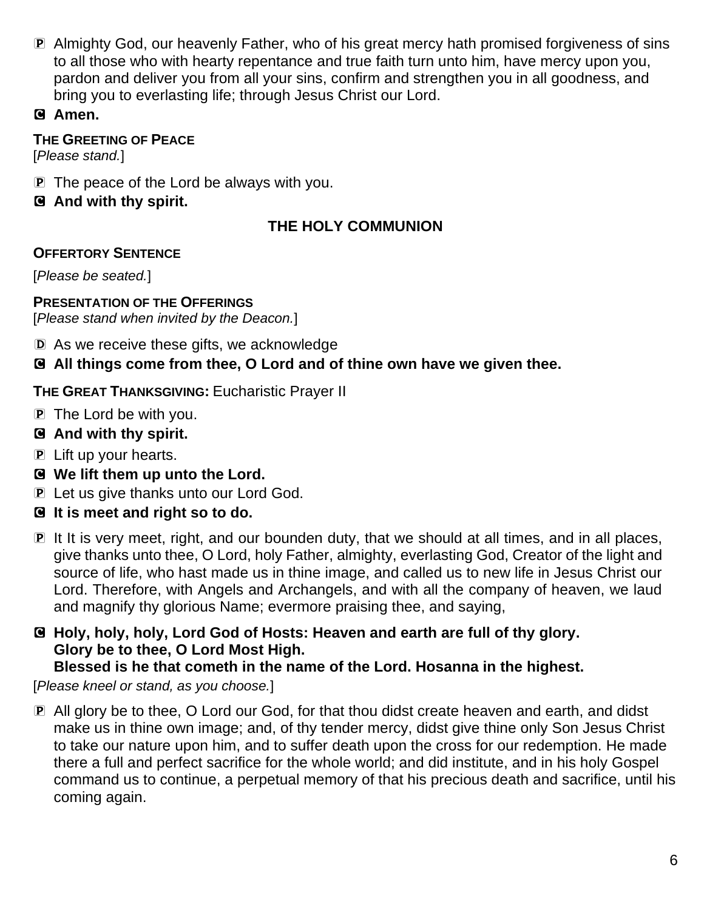P Almighty God, our heavenly Father, who of his great mercy hath promised forgiveness of sins to all those who with hearty repentance and true faith turn unto him, have mercy upon you, pardon and deliver you from all your sins, confirm and strengthen you in all goodness, and bring you to everlasting life; through Jesus Christ our Lord.

**C Amen.**

**THE GREETING OF PEACE**

[*Please stand.*]

P The peace of the Lord be always with you.

**C And with thy spirit.**

## THE HOLY COMMUNION

**OFFERTORY SENTENCE**

[*Please be seated.*]

**PRESENTATION OF THE OFFERINGS**

[*Please stand when invited by the Deacon.*]

D As we receive these gifts, we acknowledge

**C All things come from thee, O Lord and of thine own have we given thee.**

**THE GREAT THANKSGIVING:** Eucharistic Prayer II

P The Lord be with you.

**C And with thy spirit.**

P Lift up your hearts.

**C We lift them up unto the Lord.**

P Let us give thanks unto our Lord God.

**C It is meet and right so to do.**

P It It is very meet, right, and our bounden duty, that we should at all times, and in all places, give thanks unto thee, O Lord, holy Father, almighty, everlasting God, Creator of the light and source of life, who hast made us in thine image, and called us to new life in Jesus Christ our Lord. Therefore, with Angels and Archangels, and with all the company of heaven, we laud and magnify thy glorious Name; evermore praising thee, and saying,

**C Holy, holy, holy, Lord God of Hosts: Heaven and earth are full of thy glory.**
**Glory be to thee, O Lord Most High.**
**Blessed is he that cometh in the name of the Lord. Hosanna in the highest.**

[*Please kneel or stand, as you choose.*]

P All glory be to thee, O Lord our God, for that thou didst create heaven and earth, and didst make us in thine own image; and, of thy tender mercy, didst give thine only Son Jesus Christ to take our nature upon him, and to suffer death upon the cross for our redemption. He made there a full and perfect sacrifice for the whole world; and did institute, and in his holy Gospel command us to continue, a perpetual memory of that his precious death and sacrifice, until his coming again.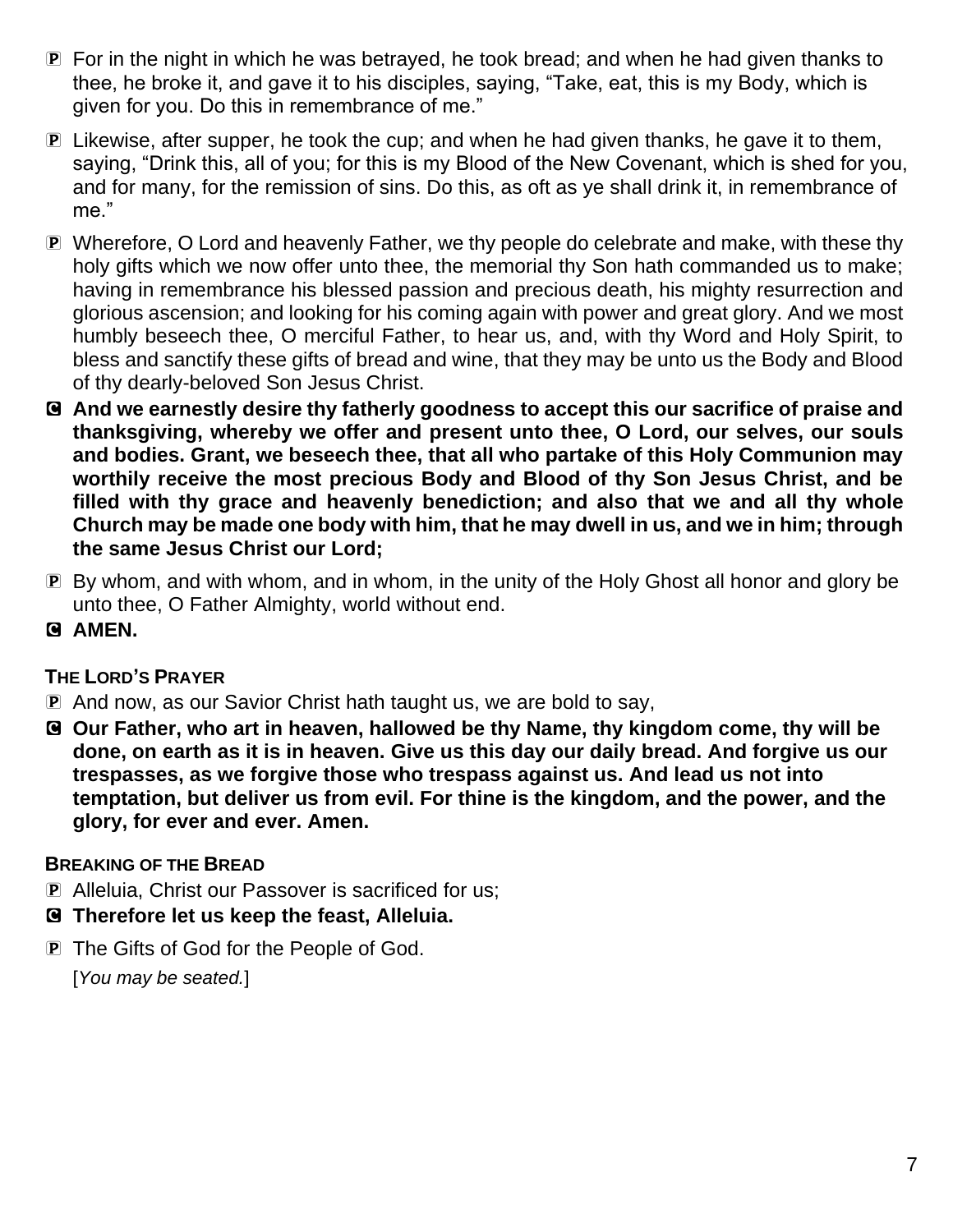P For in the night in which he was betrayed, he took bread; and when he had given thanks to thee, he broke it, and gave it to his disciples, saying, "Take, eat, this is my Body, which is given for you. Do this in remembrance of me."

P Likewise, after supper, he took the cup; and when he had given thanks, he gave it to them, saying, "Drink this, all of you; for this is my Blood of the New Covenant, which is shed for you, and for many, for the remission of sins. Do this, as oft as ye shall drink it, in remembrance of me."

P Wherefore, O Lord and heavenly Father, we thy people do celebrate and make, with these thy holy gifts which we now offer unto thee, the memorial thy Son hath commanded us to make; having in remembrance his blessed passion and precious death, his mighty resurrection and glorious ascension; and looking for his coming again with power and great glory. And we most humbly beseech thee, O merciful Father, to hear us, and, with thy Word and Holy Spirit, to bless and sanctify these gifts of bread and wine, that they may be unto us the Body and Blood of thy dearly-beloved Son Jesus Christ.

C **And we earnestly desire thy fatherly goodness to accept this our sacrifice of praise and thanksgiving, whereby we offer and present unto thee, O Lord, our selves, our souls and bodies. Grant, we beseech thee, that all who partake of this Holy Communion may worthily receive the most precious Body and Blood of thy Son Jesus Christ, and be filled with thy grace and heavenly benediction; and also that we and all thy whole Church may be made one body with him, that he may dwell in us, and we in him; through the same Jesus Christ our Lord;**

P By whom, and with whom, and in whom, in the unity of the Holy Ghost all honor and glory be unto thee, O Father Almighty, world without end.

C **AMEN.**

**THE LORD'S PRAYER**

P And now, as our Savior Christ hath taught us, we are bold to say,

C **Our Father, who art in heaven, hallowed be thy Name, thy kingdom come, thy will be done, on earth as it is in heaven. Give us this day our daily bread. And forgive us our trespasses, as we forgive those who trespass against us. And lead us not into temptation, but deliver us from evil. For thine is the kingdom, and the power, and the glory, for ever and ever. Amen.**

**BREAKING OF THE BREAD**

P Alleluia, Christ our Passover is sacrificed for us;

C **Therefore let us keep the feast, Alleluia.**

P The Gifts of God for the People of God.

[*You may be seated.*]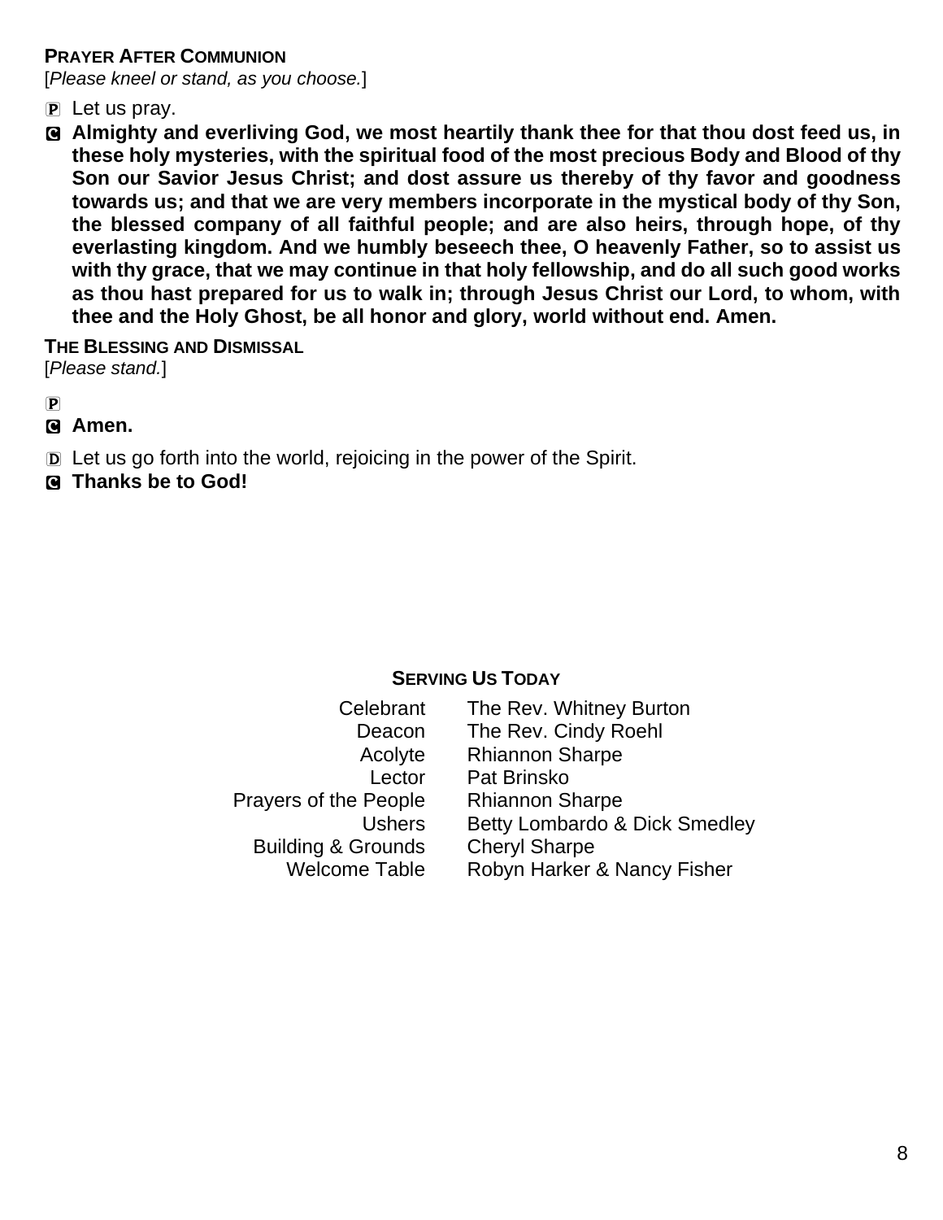**PRAYER AFTER COMMUNION**

[*Please kneel or stand, as you choose.*]

P Let us pray.

C **Almighty and everliving God, we most heartily thank thee for that thou dost feed us, in these holy mysteries, with the spiritual food of the most precious Body and Blood of thy Son our Savior Jesus Christ; and dost assure us thereby of thy favor and goodness towards us; and that we are very members incorporate in the mystical body of thy Son, the blessed company of all faithful people; and are also heirs, through hope, of thy everlasting kingdom. And we humbly beseech thee, O heavenly Father, so to assist us with thy grace, that we may continue in that holy fellowship, and do all such good works as thou hast prepared for us to walk in; through Jesus Christ our Lord, to whom, with thee and the Holy Ghost, be all honor and glory, world without end. Amen.**

**THE BLESSING AND DISMISSAL**

[*Please stand.*]

P

C **Amen.**

D Let us go forth into the world, rejoicing in the power of the Spirit.

C **Thanks be to God!**

**SERVING US TODAY**

| | |
|---|---|
| Celebrant | The Rev. Whitney Burton |
| Deacon | The Rev. Cindy Roehl |
| Acolyte | Rhiannon Sharpe |
| Lector | Pat Brinsko |
| Prayers of the People | Rhiannon Sharpe |
| Ushers | Betty Lombardo & Dick Smedley |
| Building & Grounds | Cheryl Sharpe |
| Welcome Table | Robyn Harker & Nancy Fisher |